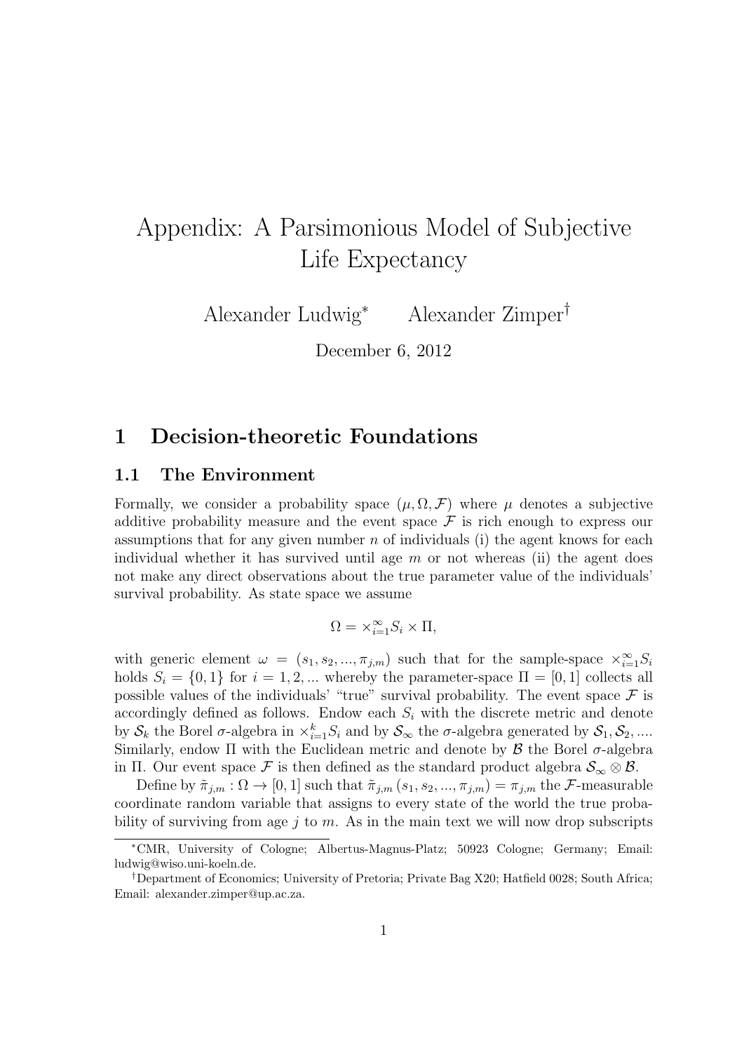# Appendix: A Parsimonious Model of Subjective Life Expectancy

Alexander Ludwig[*] Alexander Zimper[†]

December 6, 2012

## 1 Decision-theoretic Foundations

### 1.1 The Environment

Formally, we consider a probability space $(\mu, \Omega, \mathcal{F})$ where $\mu$ denotes a subjective additive probability measure and the event space $\mathcal{F}$ is rich enough to express our assumptions that for any given number $n$ of individuals (i) the agent knows for each individual whether it has survived until age $m$ or not whereas (ii) the agent does not make any direct observations about the true parameter value of the individuals' survival probability. As state space we assume

$$\Omega = \times_{i=1}^{\infty} S_i \times \Pi,$$

with generic element $\omega = (s_1, s_2, ..., \pi_{j,m})$ such that for the sample-space $\times_{i=1}^{\infty} S_i$ holds $S_i = \{0, 1\}$ for $i = 1, 2, ...$ whereby the parameter-space $\Pi = [0, 1]$ collects all possible values of the individuals' "true" survival probability. The event space $\mathcal{F}$ is accordingly defined as follows. Endow each $S_i$ with the discrete metric and denote by $\mathcal{S}_k$ the Borel $\sigma$-algebra in $\times_{i=1}^{k} S_i$ and by $\mathcal{S}_\infty$ the $\sigma$-algebra generated by $\mathcal{S}_1, \mathcal{S}_2, ....$ Similarly, endow $\Pi$ with the Euclidean metric and denote by $\mathcal{B}$ the Borel $\sigma$-algebra in $\Pi$. Our event space $\mathcal{F}$ is then defined as the standard product algebra $\mathcal{S}_\infty \otimes \mathcal{B}$.

Define by $\tilde{\pi}_{j,m} : \Omega \to [0, 1]$ such that $\tilde{\pi}_{j,m}(s_1, s_2, ..., \pi_{j,m}) = \pi_{j,m}$ the $\mathcal{F}$-measurable coordinate random variable that assigns to every state of the world the true probability of surviving from age $j$ to $m$. As in the main text we will now drop subscripts

---

[*] CMR, University of Cologne; Albertus-Magnus-Platz; 50923 Cologne; Germany; Email: ludwig@wiso.uni-koeln.de.

[†] Department of Economics; University of Pretoria; Private Bag X20; Hatfield 0028; South Africa; Email: alexander.zimper@up.ac.za.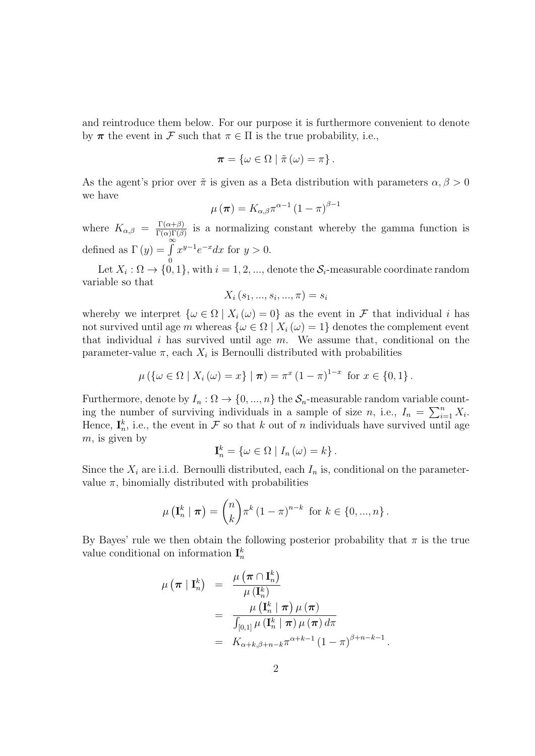and reintroduce them below. For our purpose it is furthermore convenient to denote by $\boldsymbol{\pi}$ the event in $\mathcal{F}$ such that $\pi \in \Pi$ is the true probability, i.e.,

$$\boldsymbol{\pi} = \{\omega \in \Omega \mid \tilde{\pi}(\omega) = \pi\}.$$

As the agent's prior over $\tilde{\pi}$ is given as a Beta distribution with parameters $\alpha, \beta > 0$ we have

$$\mu(\boldsymbol{\pi}) = K_{\alpha,\beta}\pi^{\alpha-1}(1-\pi)^{\beta-1}$$

where $K_{\alpha,\beta} = \frac{\Gamma(\alpha+\beta)}{\Gamma(\alpha)\Gamma(\beta)}$ is a normalizing constant whereby the gamma function is defined as $\Gamma(y) = \int_0^\infty x^{y-1}e^{-x}dx$ for $y > 0$.

Let $X_i : \Omega \to \{0, 1\}$, with $i = 1, 2, ...$, denote the $\mathcal{S}_i$-measurable coordinate random variable so that

$$X_i(s_1, ..., s_i, ..., \pi) = s_i$$

whereby we interpret $\{\omega \in \Omega \mid X_i(\omega) = 0\}$ as the event in $\mathcal{F}$ that individual $i$ has not survived until age $m$ whereas $\{\omega \in \Omega \mid X_i(\omega) = 1\}$ denotes the complement event that individual $i$ has survived until age $m$. We assume that, conditional on the parameter-value $\pi$, each $X_i$ is Bernoulli distributed with probabilities

$$\mu(\{\omega \in \Omega \mid X_i(\omega) = x\} \mid \boldsymbol{\pi}) = \pi^x(1-\pi)^{1-x} \text{ for } x \in \{0, 1\}.$$

Furthermore, denote by $I_n : \Omega \to \{0, ..., n\}$ the $\mathcal{S}_n$-measurable random variable counting the number of surviving individuals in a sample of size $n$, i.e., $I_n = \sum_{i=1}^n X_i$. Hence, $\mathbf{I}_n^k$, i.e., the event in $\mathcal{F}$ so that $k$ out of $n$ individuals have survived until age $m$, is given by

$$\mathbf{I}_n^k = \{\omega \in \Omega \mid I_n(\omega) = k\}.$$

Since the $X_i$ are i.i.d. Bernoulli distributed, each $I_n$ is, conditional on the parameter-value $\pi$, binomially distributed with probabilities

$$\mu\left(\mathbf{I}_n^k \mid \boldsymbol{\pi}\right) = \binom{n}{k}\pi^k(1-\pi)^{n-k} \text{ for } k \in \{0, ..., n\}.$$

By Bayes' rule we then obtain the following posterior probability that $\pi$ is the true value conditional on information $\mathbf{I}_n^k$

$$\begin{aligned}
\mu\left(\boldsymbol{\pi} \mid \mathbf{I}_n^k\right) &= \frac{\mu\left(\boldsymbol{\pi} \cap \mathbf{I}_n^k\right)}{\mu\left(\mathbf{I}_n^k\right)} \\
&= \frac{\mu\left(\mathbf{I}_n^k \mid \boldsymbol{\pi}\right)\mu(\boldsymbol{\pi})}{\int_{[0,1]}\mu\left(\mathbf{I}_n^k \mid \boldsymbol{\pi}\right)\mu(\boldsymbol{\pi})\,d\pi} \\
&= K_{\alpha+k,\beta+n-k}\pi^{\alpha+k-1}(1-\pi)^{\beta+n-k-1}.
\end{aligned}$$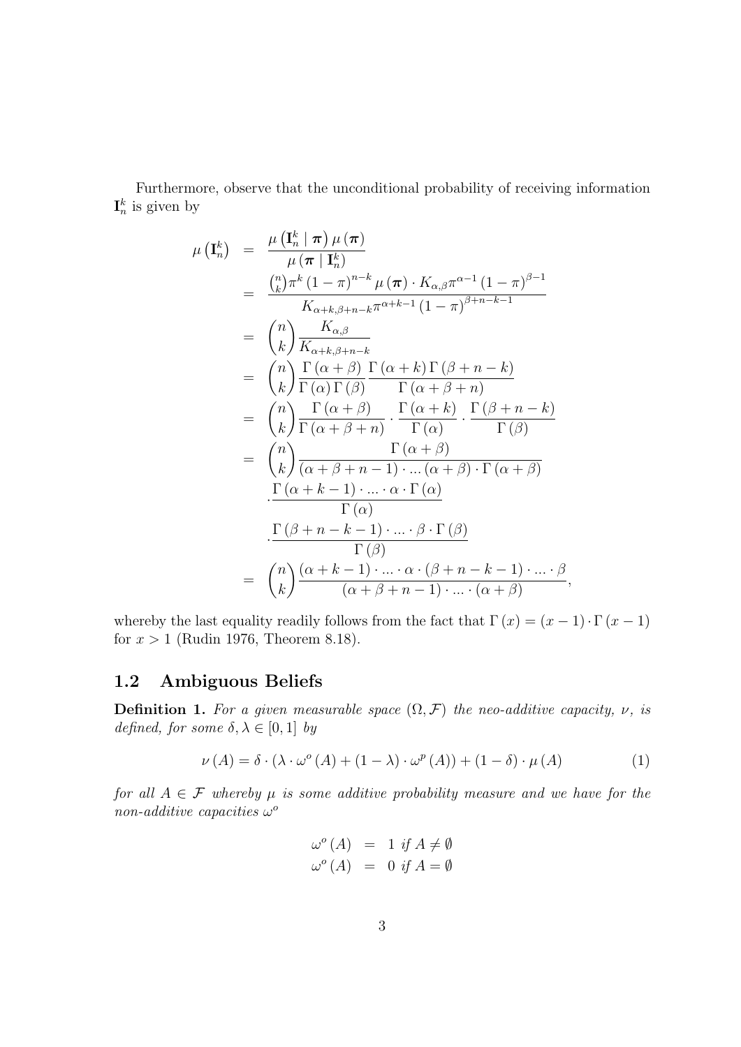Furthermore, observe that the unconditional probability of receiving information $\mathbf{I}_n^k$ is given by

$$
\begin{aligned}
\mu\left(\mathbf{I}_n^k\right) &= \frac{\mu\left(\mathbf{I}_n^k \mid \boldsymbol{\pi}\right)\mu\left(\boldsymbol{\pi}\right)}{\mu\left(\boldsymbol{\pi} \mid \mathbf{I}_n^k\right)} \\
&= \frac{\binom{n}{k}\pi^k\left(1-\pi\right)^{n-k}\mu\left(\boldsymbol{\pi}\right)\cdot K_{\alpha,\beta}\pi^{\alpha-1}\left(1-\pi\right)^{\beta-1}}{K_{\alpha+k,\beta+n-k}\pi^{\alpha+k-1}\left(1-\pi\right)^{\beta+n-k-1}} \\
&= \binom{n}{k}\frac{K_{\alpha,\beta}}{K_{\alpha+k,\beta+n-k}} \\
&= \binom{n}{k}\frac{\Gamma\left(\alpha+\beta\right)}{\Gamma\left(\alpha\right)\Gamma\left(\beta\right)}\frac{\Gamma\left(\alpha+k\right)\Gamma\left(\beta+n-k\right)}{\Gamma\left(\alpha+\beta+n\right)} \\
&= \binom{n}{k}\frac{\Gamma\left(\alpha+\beta\right)}{\Gamma\left(\alpha+\beta+n\right)}\cdot\frac{\Gamma\left(\alpha+k\right)}{\Gamma\left(\alpha\right)}\cdot\frac{\Gamma\left(\beta+n-k\right)}{\Gamma\left(\beta\right)} \\
&= \binom{n}{k}\frac{\Gamma\left(\alpha+\beta\right)}{\left(\alpha+\beta+n-1\right)\cdot\ldots\left(\alpha+\beta\right)\cdot\Gamma\left(\alpha+\beta\right)} \\
&\quad\cdot\frac{\Gamma\left(\alpha+k-1\right)\cdot\ldots\cdot\alpha\cdot\Gamma\left(\alpha\right)}{\Gamma\left(\alpha\right)} \\
&\quad\cdot\frac{\Gamma\left(\beta+n-k-1\right)\cdot\ldots\cdot\beta\cdot\Gamma\left(\beta\right)}{\Gamma\left(\beta\right)} \\
&= \binom{n}{k}\frac{\left(\alpha+k-1\right)\cdot\ldots\cdot\alpha\cdot\left(\beta+n-k-1\right)\cdot\ldots\cdot\beta}{\left(\alpha+\beta+n-1\right)\cdot\ldots\cdot\left(\alpha+\beta\right)},
\end{aligned}
$$

whereby the last equality readily follows from the fact that $\Gamma\left(x\right)=\left(x-1\right)\cdot\Gamma\left(x-1\right)$ for $x>1$ (Rudin 1976, Theorem 8.18).

## 1.2 Ambiguous Beliefs

**Definition 1.** *For a given measurable space $(\Omega,\mathcal{F})$ the neo-additive capacity, $\nu$, is defined, for some $\delta,\lambda\in[0,1]$ by*

$$
\nu\left(A\right)=\delta\cdot\left(\lambda\cdot\omega^{o}\left(A\right)+\left(1-\lambda\right)\cdot\omega^{p}\left(A\right)\right)+\left(1-\delta\right)\cdot\mu\left(A\right) \tag{1}
$$

*for all $A\in\mathcal{F}$ whereby $\mu$ is some additive probability measure and we have for the non-additive capacities $\omega^{o}$*

$$
\begin{aligned}
\omega^{o}\left(A\right) &= 1 \text{ if } A\neq\emptyset \\
\omega^{o}\left(A\right) &= 0 \text{ if } A=\emptyset
\end{aligned}
$$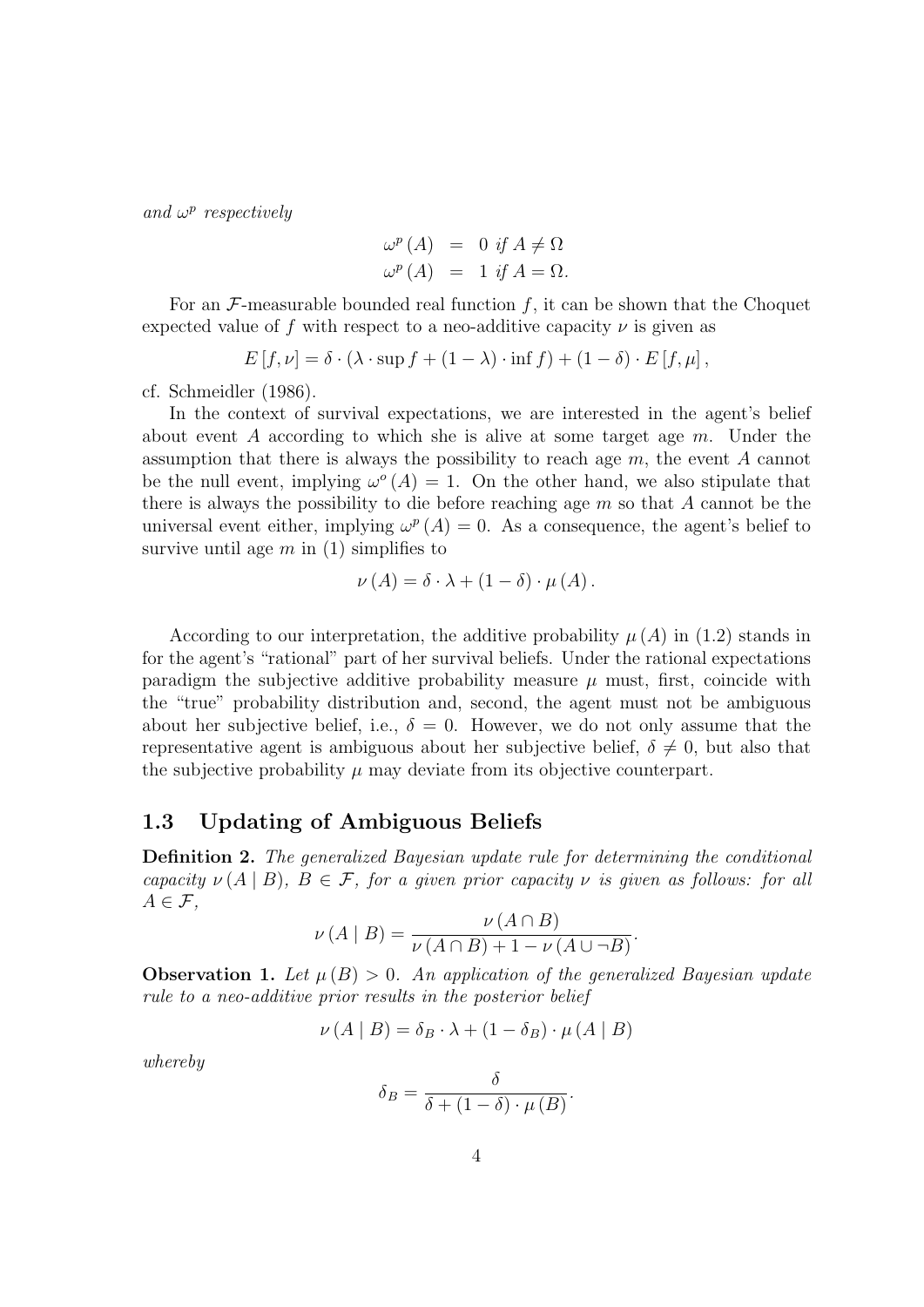*and $\omega^p$ respectively*

$$
\begin{aligned}
\omega^p(A) &= 0 \text{ if } A \neq \Omega \\
\omega^p(A) &= 1 \text{ if } A = \Omega.
\end{aligned}
$$

For an $\mathcal{F}$-measurable bounded real function $f$, it can be shown that the Choquet expected value of $f$ with respect to a neo-additive capacity $\nu$ is given as

$$
E[f, \nu] = \delta \cdot (\lambda \cdot \sup f + (1 - \lambda) \cdot \inf f) + (1 - \delta) \cdot E[f, \mu],
$$

cf. Schmeidler (1986).

In the context of survival expectations, we are interested in the agent's belief about event $A$ according to which she is alive at some target age $m$. Under the assumption that there is always the possibility to reach age $m$, the event $A$ cannot be the null event, implying $\omega^o(A) = 1$. On the other hand, we also stipulate that there is always the possibility to die before reaching age $m$ so that $A$ cannot be the universal event either, implying $\omega^p(A) = 0$. As a consequence, the agent's belief to survive until age $m$ in (1) simplifies to

$$
\nu(A) = \delta \cdot \lambda + (1 - \delta) \cdot \mu(A).
$$

According to our interpretation, the additive probability $\mu(A)$ in (1.2) stands in for the agent's "rational" part of her survival beliefs. Under the rational expectations paradigm the subjective additive probability measure $\mu$ must, first, coincide with the "true" probability distribution and, second, the agent must not be ambiguous about her subjective belief, i.e., $\delta = 0$. However, we do not only assume that the representative agent is ambiguous about her subjective belief, $\delta \neq 0$, but also that the subjective probability $\mu$ may deviate from its objective counterpart.

### 1.3 Updating of Ambiguous Beliefs

**Definition 2.** *The generalized Bayesian update rule for determining the conditional capacity $\nu(A \mid B)$, $B \in \mathcal{F}$, for a given prior capacity $\nu$ is given as follows: for all $A \in \mathcal{F}$,*

$$
\nu(A \mid B) = \frac{\nu(A \cap B)}{\nu(A \cap B) + 1 - \nu(A \cup \neg B)}.
$$

**Observation 1.** *Let $\mu(B) > 0$. An application of the generalized Bayesian update rule to a neo-additive prior results in the posterior belief*

$$
\nu(A \mid B) = \delta_B \cdot \lambda + (1 - \delta_B) \cdot \mu(A \mid B)
$$

*whereby*

$$
\delta_B = \frac{\delta}{\delta + (1 - \delta) \cdot \mu(B)}.
$$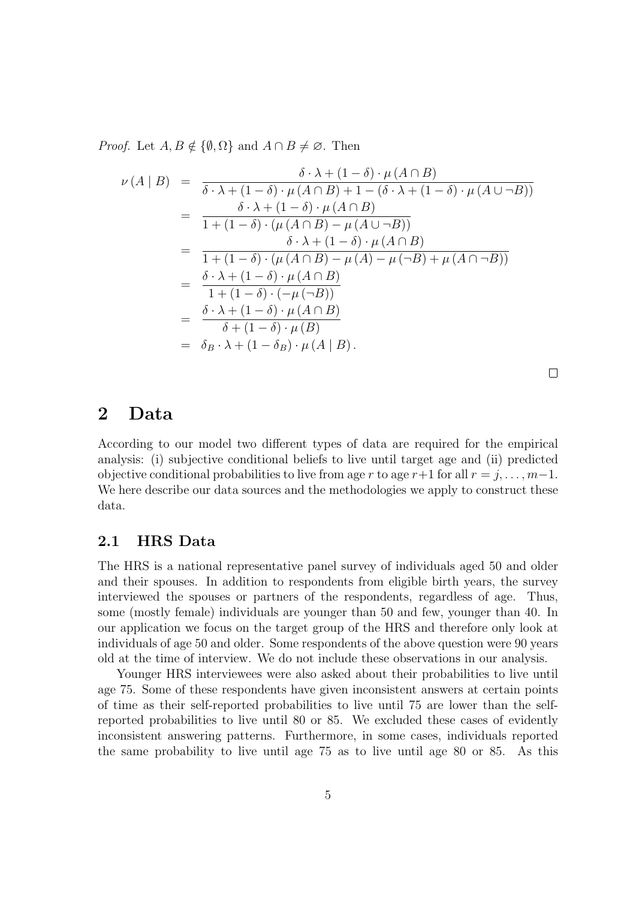*Proof.* Let $A, B \notin \{\emptyset, \Omega\}$ and $A \cap B \neq \varnothing$. Then

$$
\begin{aligned}
\nu(A \mid B) &= \frac{\delta \cdot \lambda + (1-\delta) \cdot \mu(A \cap B)}{\delta \cdot \lambda + (1-\delta) \cdot \mu(A \cap B) + 1 - (\delta \cdot \lambda + (1-\delta) \cdot \mu(A \cup \neg B))} \\
&= \frac{\delta \cdot \lambda + (1-\delta) \cdot \mu(A \cap B)}{1 + (1-\delta) \cdot (\mu(A \cap B) - \mu(A \cup \neg B))} \\
&= \frac{\delta \cdot \lambda + (1-\delta) \cdot \mu(A \cap B)}{1 + (1-\delta) \cdot (\mu(A \cap B) - \mu(A) - \mu(\neg B) + \mu(A \cap \neg B))} \\
&= \frac{\delta \cdot \lambda + (1-\delta) \cdot \mu(A \cap B)}{1 + (1-\delta) \cdot (-\mu(\neg B))} \\
&= \frac{\delta \cdot \lambda + (1-\delta) \cdot \mu(A \cap B)}{\delta + (1-\delta) \cdot \mu(B)} \\
&= \delta_B \cdot \lambda + (1-\delta_B) \cdot \mu(A \mid B).
\end{aligned}
$$

□

## 2 Data

According to our model two different types of data are required for the empirical analysis: (i) subjective conditional beliefs to live until target age and (ii) predicted objective conditional probabilities to live from age $r$ to age $r+1$ for all $r = j, \ldots, m-1$. We here describe our data sources and the methodologies we apply to construct these data.

### 2.1 HRS Data

The HRS is a national representative panel survey of individuals aged 50 and older and their spouses. In addition to respondents from eligible birth years, the survey interviewed the spouses or partners of the respondents, regardless of age. Thus, some (mostly female) individuals are younger than 50 and few, younger than 40. In our application we focus on the target group of the HRS and therefore only look at individuals of age 50 and older. Some respondents of the above question were 90 years old at the time of interview. We do not include these observations in our analysis.

Younger HRS interviewees were also asked about their probabilities to live until age 75. Some of these respondents have given inconsistent answers at certain points of time as their self-reported probabilities to live until 75 are lower than the self-reported probabilities to live until 80 or 85. We excluded these cases of evidently inconsistent answering patterns. Furthermore, in some cases, individuals reported the same probability to live until age 75 as to live until age 80 or 85. As this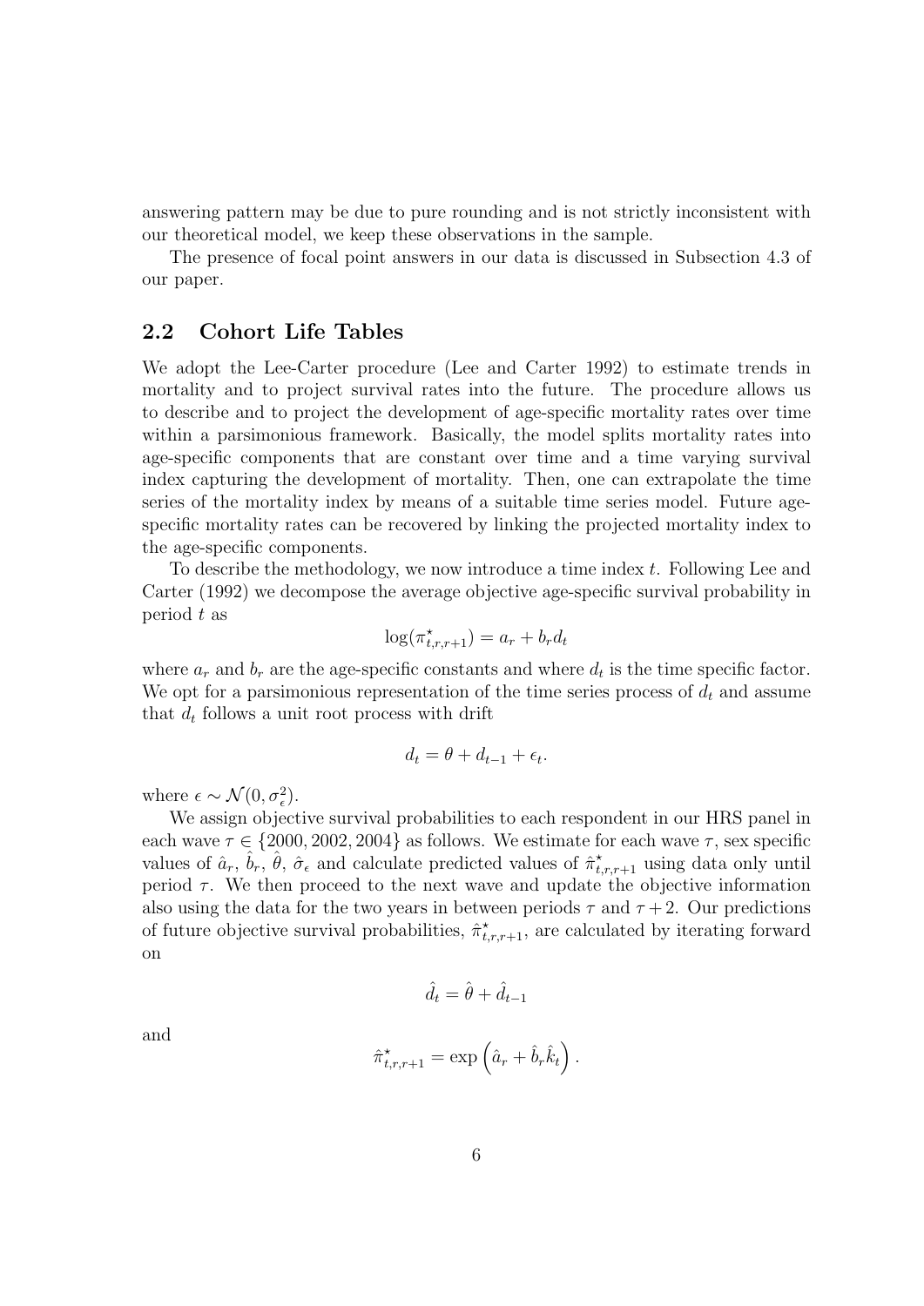answering pattern may be due to pure rounding and is not strictly inconsistent with our theoretical model, we keep these observations in the sample.

The presence of focal point answers in our data is discussed in Subsection 4.3 of our paper.

## 2.2 Cohort Life Tables

We adopt the Lee-Carter procedure (Lee and Carter 1992) to estimate trends in mortality and to project survival rates into the future. The procedure allows us to describe and to project the development of age-specific mortality rates over time within a parsimonious framework. Basically, the model splits mortality rates into age-specific components that are constant over time and a time varying survival index capturing the development of mortality. Then, one can extrapolate the time series of the mortality index by means of a suitable time series model. Future age-specific mortality rates can be recovered by linking the projected mortality index to the age-specific components.

To describe the methodology, we now introduce a time index $t$. Following Lee and Carter (1992) we decompose the average objective age-specific survival probability in period $t$ as

$$\log(\pi^{\star}_{t,r,r+1}) = a_r + b_r d_t$$

where $a_r$ and $b_r$ are the age-specific constants and where $d_t$ is the time specific factor. We opt for a parsimonious representation of the time series process of $d_t$ and assume that $d_t$ follows a unit root process with drift

$$d_t = \theta + d_{t-1} + \epsilon_t.$$

where $\epsilon \sim \mathcal{N}(0, \sigma^2_{\epsilon})$.

We assign objective survival probabilities to each respondent in our HRS panel in each wave $\tau \in \{2000, 2002, 2004\}$ as follows. We estimate for each wave $\tau$, sex specific values of $\hat{a}_r$, $\hat{b}_r$, $\hat{\theta}$, $\hat{\sigma}_{\epsilon}$ and calculate predicted values of $\hat{\pi}^{\star}_{t,r,r+1}$ using data only until period $\tau$. We then proceed to the next wave and update the objective information also using the data for the two years in between periods $\tau$ and $\tau + 2$. Our predictions of future objective survival probabilities, $\hat{\pi}^{\star}_{t,r,r+1}$, are calculated by iterating forward on

$$\hat{d}_t = \hat{\theta} + \hat{d}_{t-1}$$

and

$$\hat{\pi}^{\star}_{t,r,r+1} = \exp\left(\hat{a}_r + \hat{b}_r \hat{k}_t\right).$$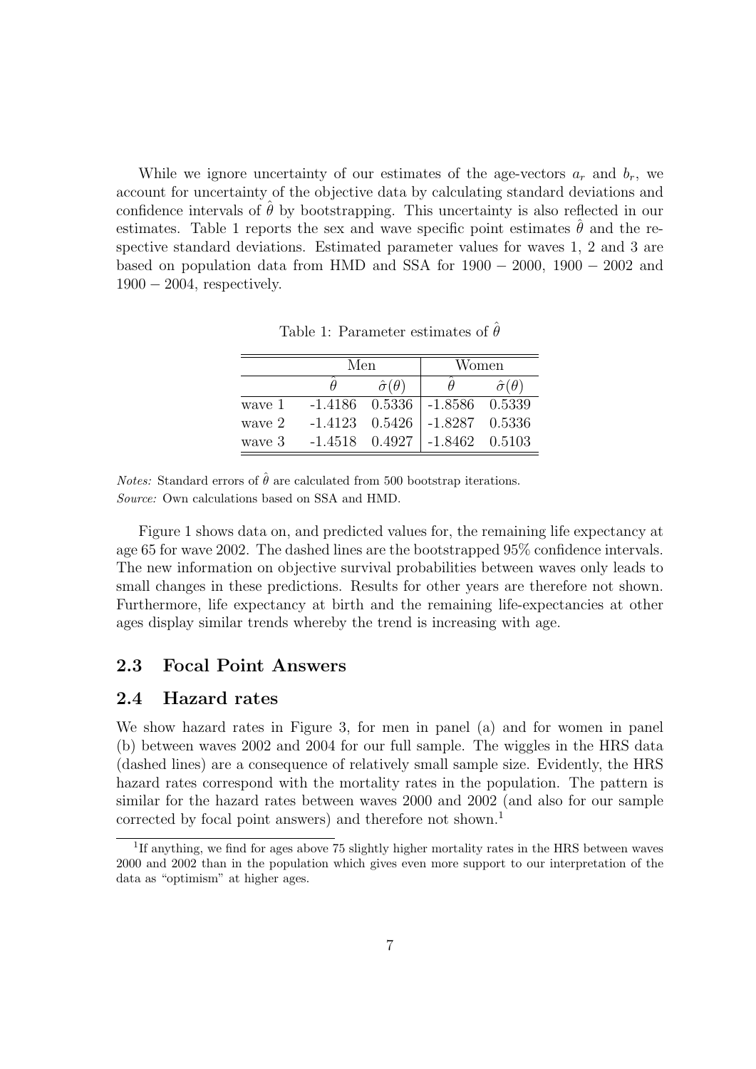While we ignore uncertainty of our estimates of the age-vectors $a_r$ and $b_r$, we account for uncertainty of the objective data by calculating standard deviations and confidence intervals of $\hat{\theta}$ by bootstrapping. This uncertainty is also reflected in our estimates. Table 1 reports the sex and wave specific point estimates $\hat{\theta}$ and the respective standard deviations. Estimated parameter values for waves 1, 2 and 3 are based on population data from HMD and SSA for $1900-2000$, $1900-2002$ and $1900-2004$, respectively.

Table 1: Parameter estimates of $\hat{\theta}$

| | Men | | Women | |
|---|---|---|---|---|
| | $\hat{\theta}$ | $\hat{\sigma}(\theta)$ | $\hat{\theta}$ | $\hat{\sigma}(\theta)$ |
| wave 1 | -1.4186 | 0.5336 | -1.8586 | 0.5339 |
| wave 2 | -1.4123 | 0.5426 | -1.8287 | 0.5336 |
| wave 3 | -1.4518 | 0.4927 | -1.8462 | 0.5103 |

*Notes:* Standard errors of $\hat{\theta}$ are calculated from 500 bootstrap iterations.
*Source:* Own calculations based on SSA and HMD.

Figure 1 shows data on, and predicted values for, the remaining life expectancy at age 65 for wave 2002. The dashed lines are the bootstrapped 95% confidence intervals. The new information on objective survival probabilities between waves only leads to small changes in these predictions. Results for other years are therefore not shown. Furthermore, life expectancy at birth and the remaining life-expectancies at other ages display similar trends whereby the trend is increasing with age.

### 2.3 Focal Point Answers

### 2.4 Hazard rates

We show hazard rates in Figure 3, for men in panel (a) and for women in panel (b) between waves 2002 and 2004 for our full sample. The wiggles in the HRS data (dashed lines) are a consequence of relatively small sample size. Evidently, the HRS hazard rates correspond with the mortality rates in the population. The pattern is similar for the hazard rates between waves 2000 and 2002 (and also for our sample corrected by focal point answers) and therefore not shown.[1]

[1] If anything, we find for ages above 75 slightly higher mortality rates in the HRS between waves 2000 and 2002 than in the population which gives even more support to our interpretation of the data as "optimism" at higher ages.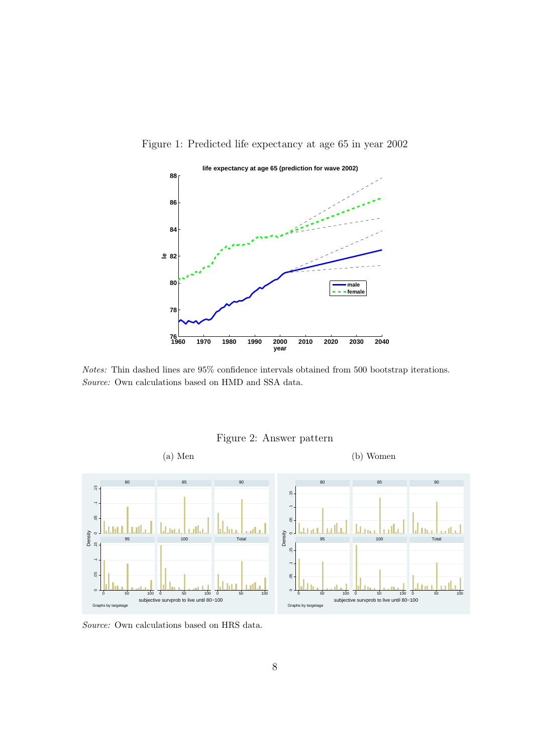Figure 1: Predicted life expectancy at age 65 in year 2002

*Notes:* Thin dashed lines are 95% confidence intervals obtained from 500 bootstrap iterations.
*Source:* Own calculations based on HMD and SSA data.

Figure 2: Answer pattern

(a) Men

(b) Women

*Source:* Own calculations based on HRS data.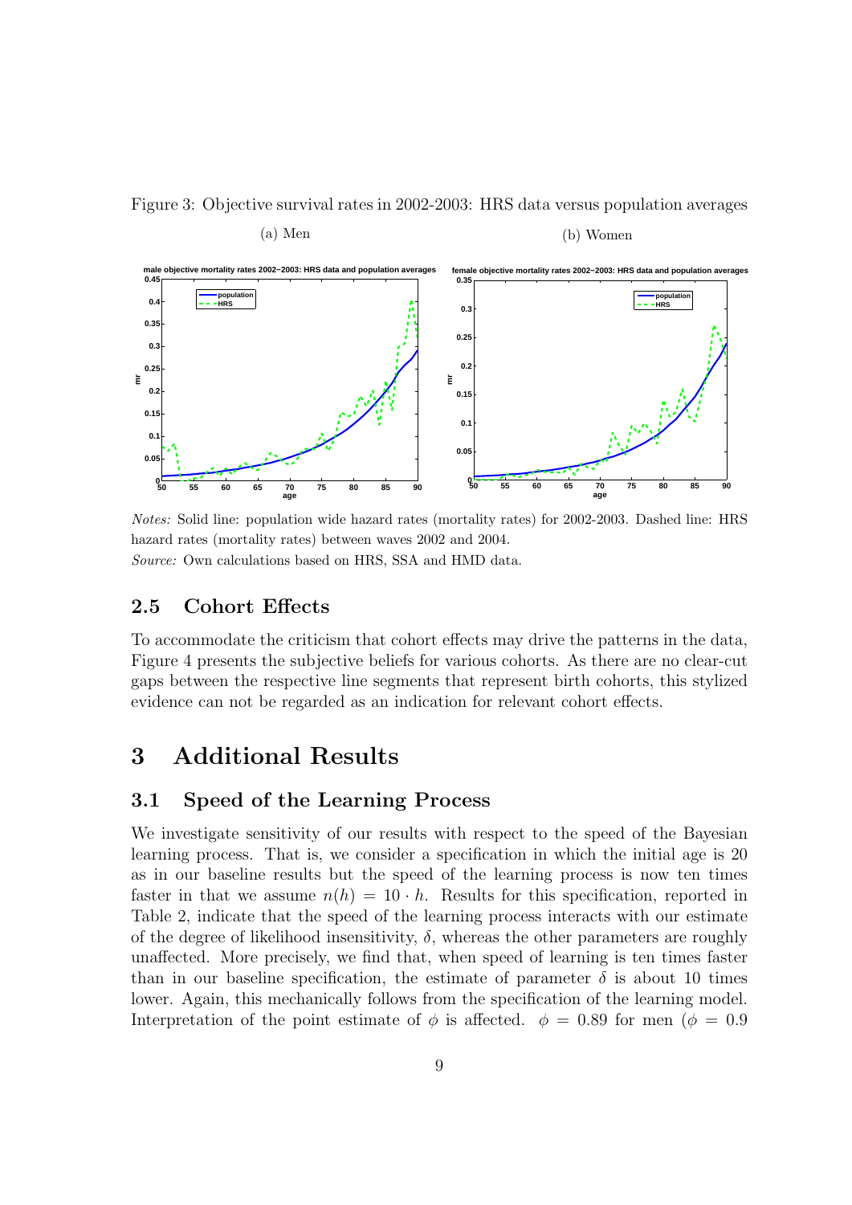Figure 3: Objective survival rates in 2002-2003: HRS data versus population averages

(a) Men

(b) Women

*Notes:* Solid line: population wide hazard rates (mortality rates) for 2002-2003. Dashed line: HRS hazard rates (mortality rates) between waves 2002 and 2004.
*Source:* Own calculations based on HRS, SSA and HMD data.

## 2.5 Cohort Effects

To accommodate the criticism that cohort effects may drive the patterns in the data, Figure 4 presents the subjective beliefs for various cohorts. As there are no clear-cut gaps between the respective line segments that represent birth cohorts, this stylized evidence can not be regarded as an indication for relevant cohort effects.

# 3 Additional Results

## 3.1 Speed of the Learning Process

We investigate sensitivity of our results with respect to the speed of the Bayesian learning process. That is, we consider a specification in which the initial age is 20 as in our baseline results but the speed of the learning process is now ten times faster in that we assume $n(h) = 10 \cdot h$. Results for this specification, reported in Table 2, indicate that the speed of the learning process interacts with our estimate of the degree of likelihood insensitivity, $\delta$, whereas the other parameters are roughly unaffected. More precisely, we find that, when speed of learning is ten times faster than in our baseline specification, the estimate of parameter $\delta$ is about 10 times lower. Again, this mechanically follows from the specification of the learning model. Interpretation of the point estimate of $\phi$ is affected. $\phi = 0.89$ for men ($\phi = 0.9$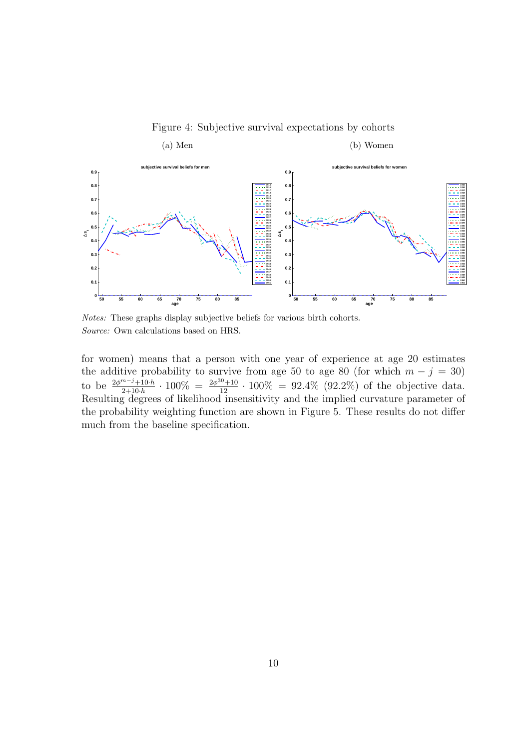Figure 4: Subjective survival expectations by cohorts

(a) Men

(b) Women

*Notes:* These graphs display subjective beliefs for various birth cohorts.
*Source:* Own calculations based on HRS.

for women) means that a person with one year of experience at age 20 estimates the additive probability to survive from age 50 to age 80 (for which $m - j = 30$) to be $\frac{2\phi^{m-j}+10\cdot h}{2+10\cdot h} \cdot 100\% = \frac{2\phi^{30}+10}{12} \cdot 100\% = 92.4\%$ (92.2%) of the objective data. Resulting degrees of likelihood insensitivity and the implied curvature parameter of the probability weighting function are shown in Figure 5. These results do not differ much from the baseline specification.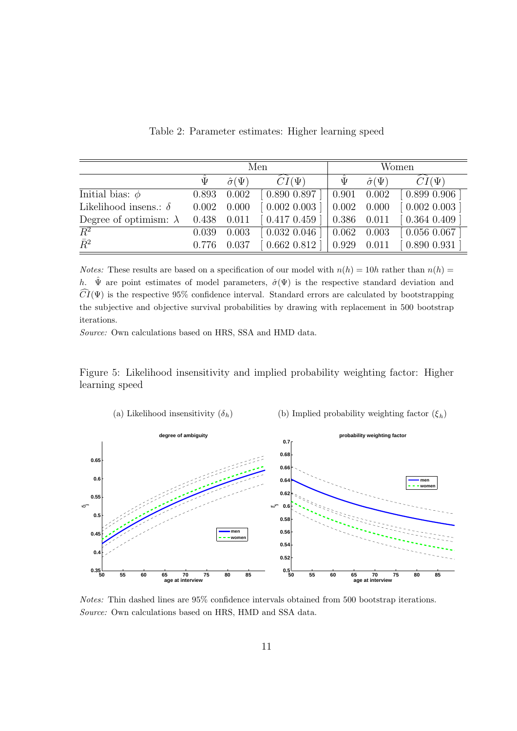Table 2: Parameter estimates: Higher learning speed

| | Men | | | Women | | |
|---|---|---|---|---|---|---|
| | $\hat{\Psi}$ | $\hat{\sigma}(\Psi)$ | $\widehat{CI}(\Psi)$ | $\hat{\Psi}$ | $\hat{\sigma}(\Psi)$ | $\widehat{CI}(\Psi)$ |
| Initial bias: $\phi$ | 0.893 | 0.002 | [ 0.890 0.897 ] | 0.901 | 0.002 | [ 0.899 0.906 ] |
| Likelihood insens.: $\delta$ | 0.002 | 0.000 | [ 0.002 0.003 ] | 0.002 | 0.000 | [ 0.002 0.003 ] |
| Degree of optimism: $\lambda$ | 0.438 | 0.011 | [ 0.417 0.459 ] | 0.386 | 0.011 | [ 0.364 0.409 ] |
| $\overline{R}^2$ | 0.039 | 0.003 | [ 0.032 0.046 ] | 0.062 | 0.003 | [ 0.056 0.067 ] |
| $\bar{R}^2$ | 0.776 | 0.037 | [ 0.662 0.812 ] | 0.929 | 0.011 | [ 0.890 0.931 ] |

*Notes:* These results are based on a specification of our model with $n(h) = 10h$ rather than $n(h) = h$. $\hat{\Psi}$ are point estimates of model parameters, $\hat{\sigma}(\Psi)$ is the respective standard deviation and $\widehat{CI}(\Psi)$ is the respective 95% confidence interval. Standard errors are calculated by bootstrapping the subjective and objective survival probabilities by drawing with replacement in 500 bootstrap iterations.

*Source:* Own calculations based on HRS, SSA and HMD data.

Figure 5: Likelihood insensitivity and implied probability weighting factor: Higher learning speed

(a) Likelihood insensitivity ($\delta_h$) (b) Implied probability weighting factor ($\xi_h$)

*Notes:* Thin dashed lines are 95% confidence intervals obtained from 500 bootstrap iterations.

*Source:* Own calculations based on HRS, HMD and SSA data.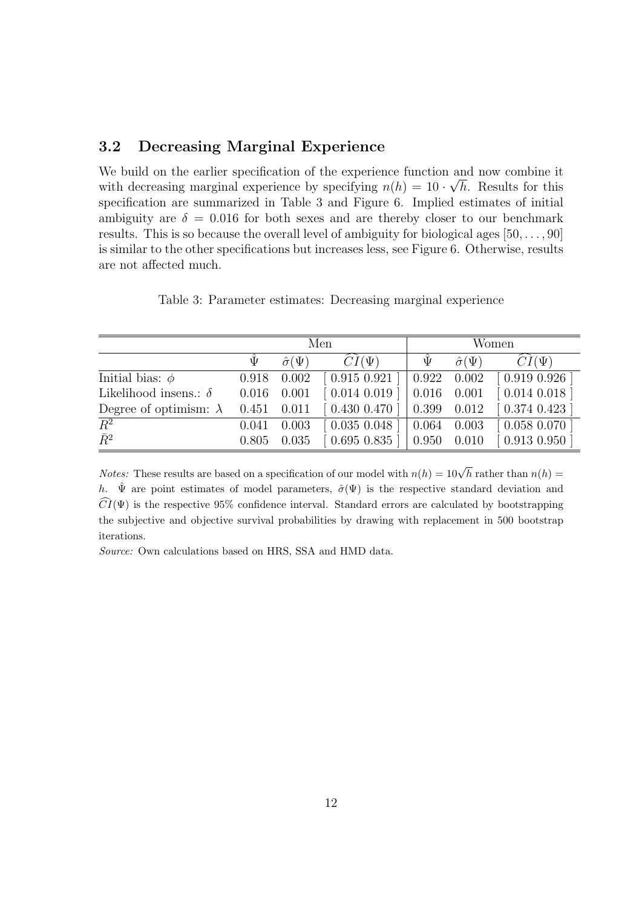## 3.2 Decreasing Marginal Experience

We build on the earlier specification of the experience function and now combine it with decreasing marginal experience by specifying $n(h) = 10 \cdot \sqrt{h}$. Results for this specification are summarized in Table 3 and Figure 6. Implied estimates of initial ambiguity are $\delta = 0.016$ for both sexes and are thereby closer to our benchmark results. This is so because the overall level of ambiguity for biological ages $[50, \dots, 90]$ is similar to the other specifications but increases less, see Figure 6. Otherwise, results are not affected much.

Table 3: Parameter estimates: Decreasing marginal experience

| | Men | | | Women | | |
|---|---|---|---|---|---|---|
| | $\hat{\Psi}$ | $\hat{\sigma}(\Psi)$ | $\widehat{CI}(\Psi)$ | $\hat{\Psi}$ | $\hat{\sigma}(\Psi)$ | $\widehat{CI}(\Psi)$ |
| Initial bias: $\phi$ | 0.918 | 0.002 | [ 0.915 0.921 ] | 0.922 | 0.002 | [ 0.919 0.926 ] |
| Likelihood insens.: $\delta$ | 0.016 | 0.001 | [ 0.014 0.019 ] | 0.016 | 0.001 | [ 0.014 0.018 ] |
| Degree of optimism: $\lambda$ | 0.451 | 0.011 | [ 0.430 0.470 ] | 0.399 | 0.012 | [ 0.374 0.423 ] |
| $R^2$ | 0.041 | 0.003 | [ 0.035 0.048 ] | 0.064 | 0.003 | [ 0.058 0.070 ] |
| $\bar{R}^2$ | 0.805 | 0.035 | [ 0.695 0.835 ] | 0.950 | 0.010 | [ 0.913 0.950 ] |

*Notes:* These results are based on a specification of our model with $n(h) = 10\sqrt{h}$ rather than $n(h) = h$. $\hat{\Psi}$ are point estimates of model parameters, $\hat{\sigma}(\Psi)$ is the respective standard deviation and $\widehat{CI}(\Psi)$ is the respective 95% confidence interval. Standard errors are calculated by bootstrapping the subjective and objective survival probabilities by drawing with replacement in 500 bootstrap iterations.

*Source:* Own calculations based on HRS, SSA and HMD data.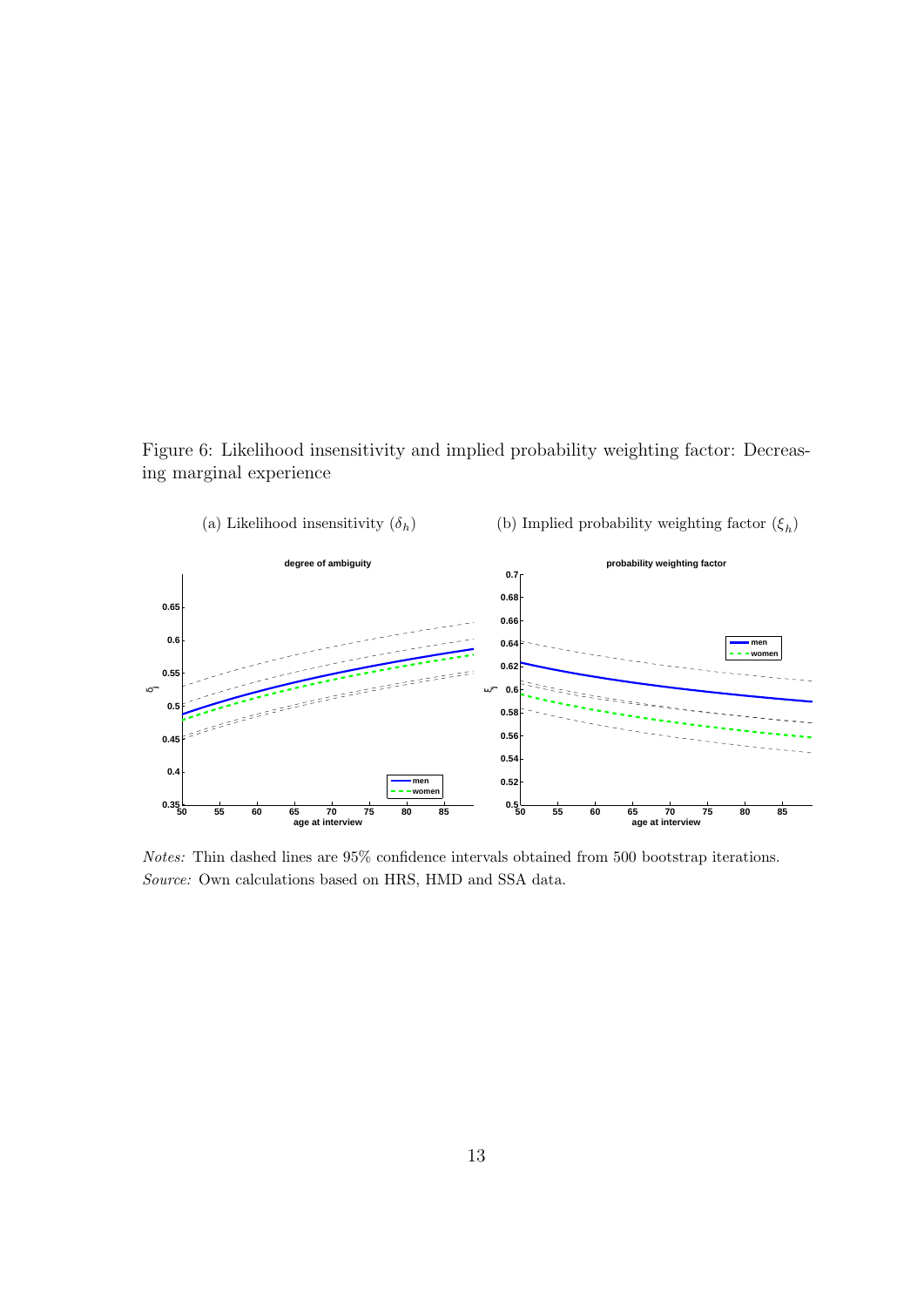Figure 6: Likelihood insensitivity and implied probability weighting factor: Decreasing marginal experience

(a) Likelihood insensitivity ($\delta_h$)

(b) Implied probability weighting factor ($\xi_h$)

*Notes:* Thin dashed lines are 95% confidence intervals obtained from 500 bootstrap iterations.
*Source:* Own calculations based on HRS, HMD and SSA data.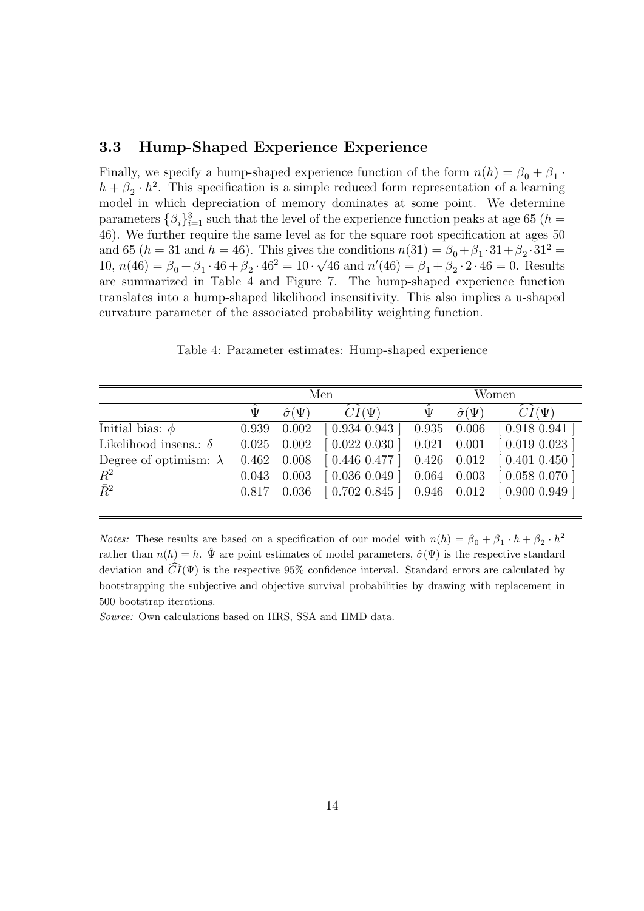### 3.3 Hump-Shaped Experience Experience

Finally, we specify a hump-shaped experience function of the form $n(h) = \beta_0 + \beta_1 \cdot h + \beta_2 \cdot h^2$. This specification is a simple reduced form representation of a learning model in which depreciation of memory dominates at some point. We determine parameters $\{\beta_i\}_{i=1}^3$ such that the level of the experience function peaks at age 65 ($h = 46$). We further require the same level as for the square root specification at ages 50 and 65 ($h = 31$ and $h = 46$). This gives the conditions $n(31) = \beta_0 + \beta_1 \cdot 31 + \beta_2 \cdot 31^2 = 10$, $n(46) = \beta_0 + \beta_1 \cdot 46 + \beta_2 \cdot 46^2 = 10 \cdot \sqrt{46}$ and $n'(46) = \beta_1 + \beta_2 \cdot 2 \cdot 46 = 0$. Results are summarized in Table 4 and Figure 7. The hump-shaped experience function translates into a hump-shaped likelihood insensitivity. This also implies a u-shaped curvature parameter of the associated probability weighting function.

Table 4: Parameter estimates: Hump-shaped experience

| | Men | | | Women | | |
|---|---|---|---|---|---|---|
| | $\hat{\Psi}$ | $\hat{\sigma}(\Psi)$ | $\widehat{CI}(\Psi)$ | $\hat{\Psi}$ | $\hat{\sigma}(\Psi)$ | $\widehat{CI}(\Psi)$ |
| Initial bias: $\phi$ | 0.939 | 0.002 | [ 0.934 0.943 ] | 0.935 | 0.006 | [ 0.918 0.941 ] |
| Likelihood insens.: $\delta$ | 0.025 | 0.002 | [ 0.022 0.030 ] | 0.021 | 0.001 | [ 0.019 0.023 ] |
| Degree of optimism: $\lambda$ | 0.462 | 0.008 | [ 0.446 0.477 ] | 0.426 | 0.012 | [ 0.401 0.450 ] |
| $\overline{R^2}$ | 0.043 | 0.003 | [ 0.036 0.049 ] | 0.064 | 0.003 | [ 0.058 0.070 ] |
| $\bar{R}^2$ | 0.817 | 0.036 | [ 0.702 0.845 ] | 0.946 | 0.012 | [ 0.900 0.949 ] |

*Notes:* These results are based on a specification of our model with $n(h) = \beta_0 + \beta_1 \cdot h + \beta_2 \cdot h^2$ rather than $n(h) = h$. $\hat{\Psi}$ are point estimates of model parameters, $\hat{\sigma}(\Psi)$ is the respective standard deviation and $\widehat{CI}(\Psi)$ is the respective 95% confidence interval. Standard errors are calculated by bootstrapping the subjective and objective survival probabilities by drawing with replacement in 500 bootstrap iterations.

*Source:* Own calculations based on HRS, SSA and HMD data.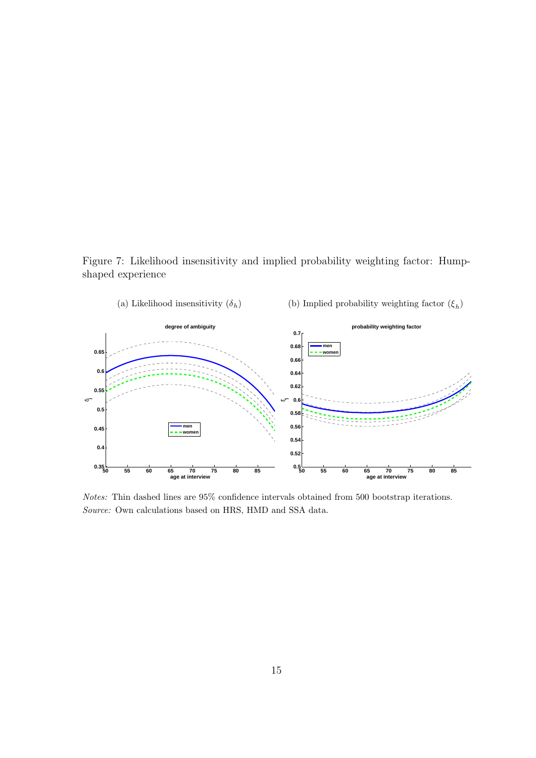Figure 7: Likelihood insensitivity and implied probability weighting factor: Hump-shaped experience

(a) Likelihood insensitivity ($\delta_h$)

(b) Implied probability weighting factor ($\xi_h$)

*Notes:* Thin dashed lines are 95% confidence intervals obtained from 500 bootstrap iterations.
*Source:* Own calculations based on HRS, HMD and SSA data.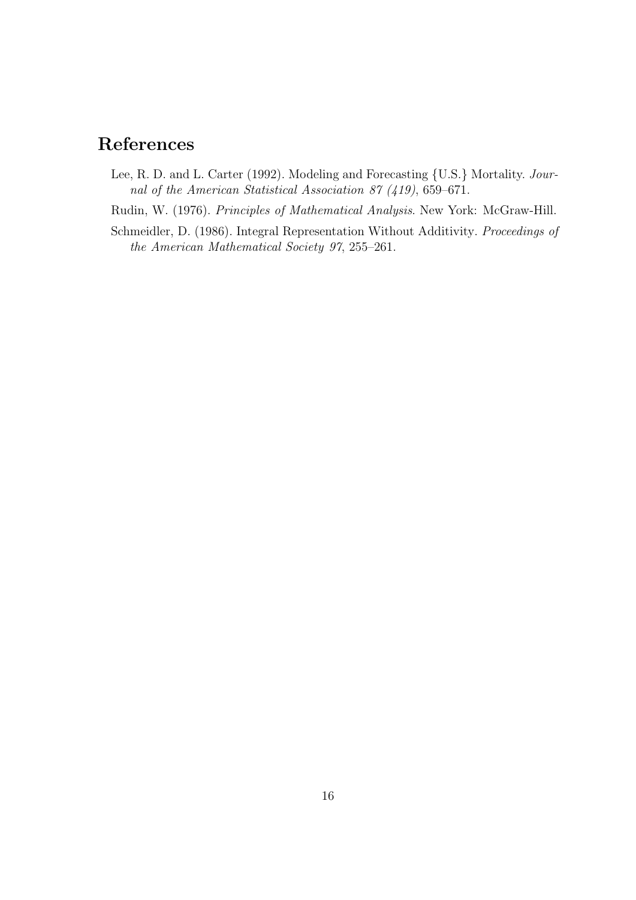## References

Lee, R. D. and L. Carter (1992). Modeling and Forecasting {U.S.} Mortality. *Journal of the American Statistical Association 87 (419)*, 659–671.

Rudin, W. (1976). *Principles of Mathematical Analysis*. New York: McGraw-Hill.

Schmeidler, D. (1986). Integral Representation Without Additivity. *Proceedings of the American Mathematical Society 97*, 255–261.